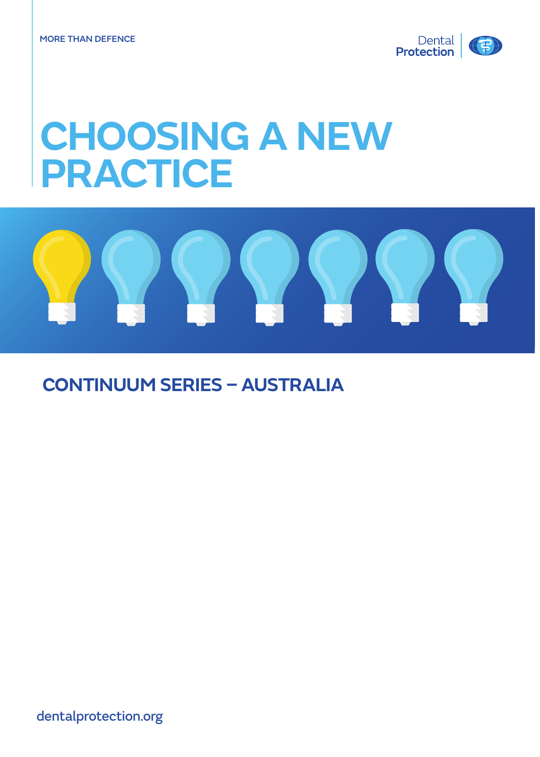MORE THAN DEFENCE

Dental Protection

# CHOOSING A NEW PRACTICE

## CONTINUUM SERIES – AUSTRALIA

dentalprotection.org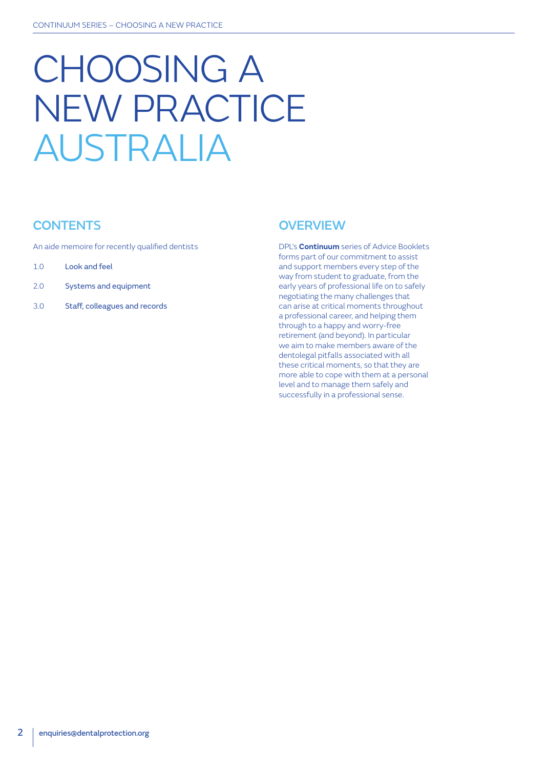# CHOOSING A NEW PRACTICE AUSTRALIA

## CONTENTS

An aide memoire for recently qualified dentists

1.0 Look and feel

2.0 Systems and equipment

3.0 Staff, colleagues and records

## OVERVIEW

DPL's **Continuum** series of Advice Booklets forms part of our commitment to assist and support members every step of the way from student to graduate, from the early years of professional life on to safely negotiating the many challenges that can arise at critical moments throughout a professional career, and helping them through to a happy and worry-free retirement (and beyond). In particular we aim to make members aware of the dentolegal pitfalls associated with all these critical moments, so that they are more able to cope with them at a personal level and to manage them safely and successfully in a professional sense.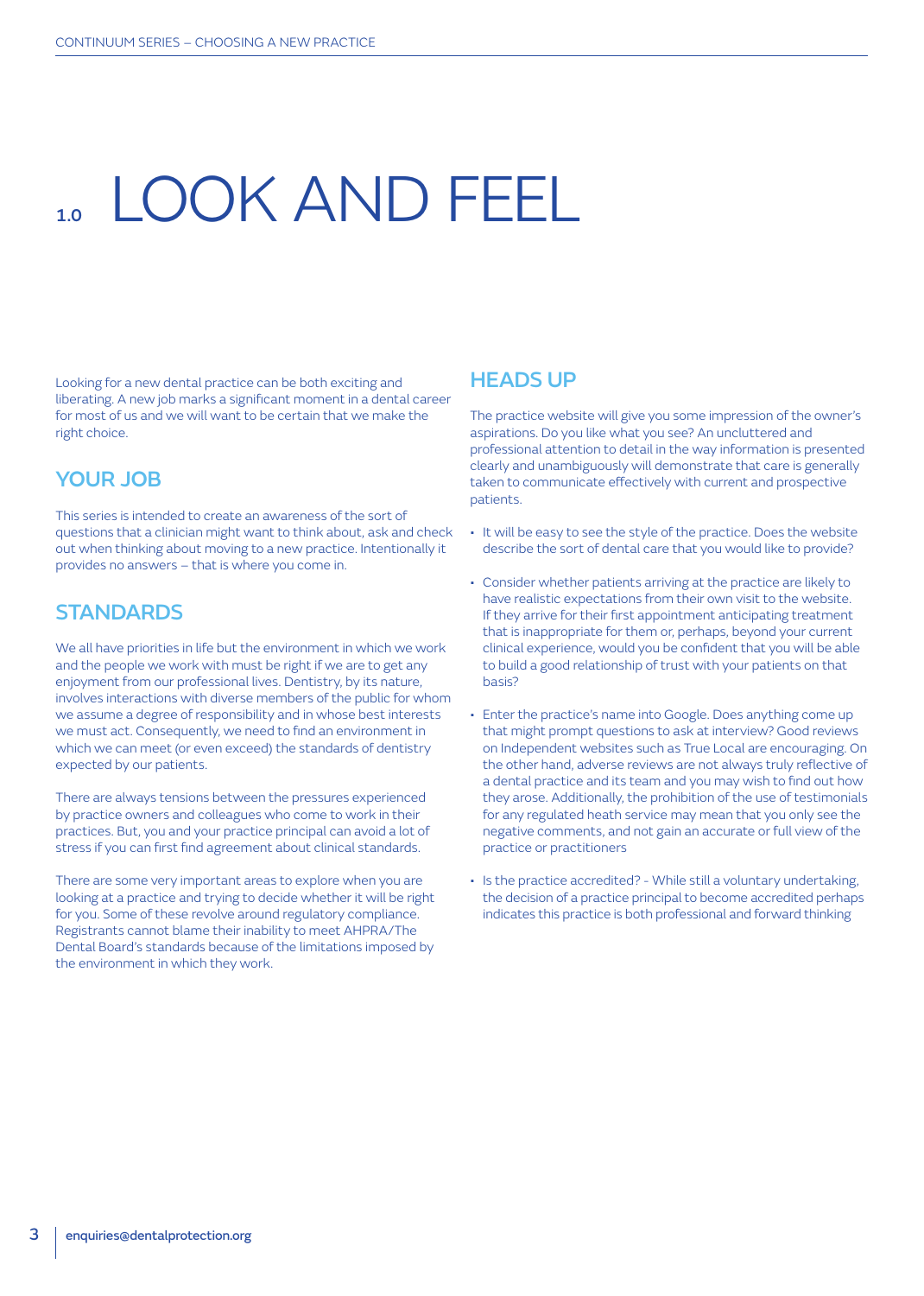# 1.0 LOOK AND FEEL

Looking for a new dental practice can be both exciting and liberating. A new job marks a significant moment in a dental career for most of us and we will want to be certain that we make the right choice.

## YOUR JOB

This series is intended to create an awareness of the sort of questions that a clinician might want to think about, ask and check out when thinking about moving to a new practice. Intentionally it provides no answers – that is where you come in.

## STANDARDS

We all have priorities in life but the environment in which we work and the people we work with must be right if we are to get any enjoyment from our professional lives. Dentistry, by its nature, involves interactions with diverse members of the public for whom we assume a degree of responsibility and in whose best interests we must act. Consequently, we need to find an environment in which we can meet (or even exceed) the standards of dentistry expected by our patients.

There are always tensions between the pressures experienced by practice owners and colleagues who come to work in their practices. But, you and your practice principal can avoid a lot of stress if you can first find agreement about clinical standards.

There are some very important areas to explore when you are looking at a practice and trying to decide whether it will be right for you. Some of these revolve around regulatory compliance. Registrants cannot blame their inability to meet AHPRA/The Dental Board's standards because of the limitations imposed by the environment in which they work.

## HEADS UP

The practice website will give you some impression of the owner's aspirations. Do you like what you see? An uncluttered and professional attention to detail in the way information is presented clearly and unambiguously will demonstrate that care is generally taken to communicate effectively with current and prospective patients.

- It will be easy to see the style of the practice. Does the website describe the sort of dental care that you would like to provide?
- Consider whether patients arriving at the practice are likely to have realistic expectations from their own visit to the website. If they arrive for their first appointment anticipating treatment that is inappropriate for them or, perhaps, beyond your current clinical experience, would you be confident that you will be able to build a good relationship of trust with your patients on that basis?
- Enter the practice's name into Google. Does anything come up that might prompt questions to ask at interview? Good reviews on Independent websites such as True Local are encouraging. On the other hand, adverse reviews are not always truly reflective of a dental practice and its team and you may wish to find out how they arose. Additionally, the prohibition of the use of testimonials for any regulated heath service may mean that you only see the negative comments, and not gain an accurate or full view of the practice or practitioners
- Is the practice accredited? - While still a voluntary undertaking, the decision of a practice principal to become accredited perhaps indicates this practice is both professional and forward thinking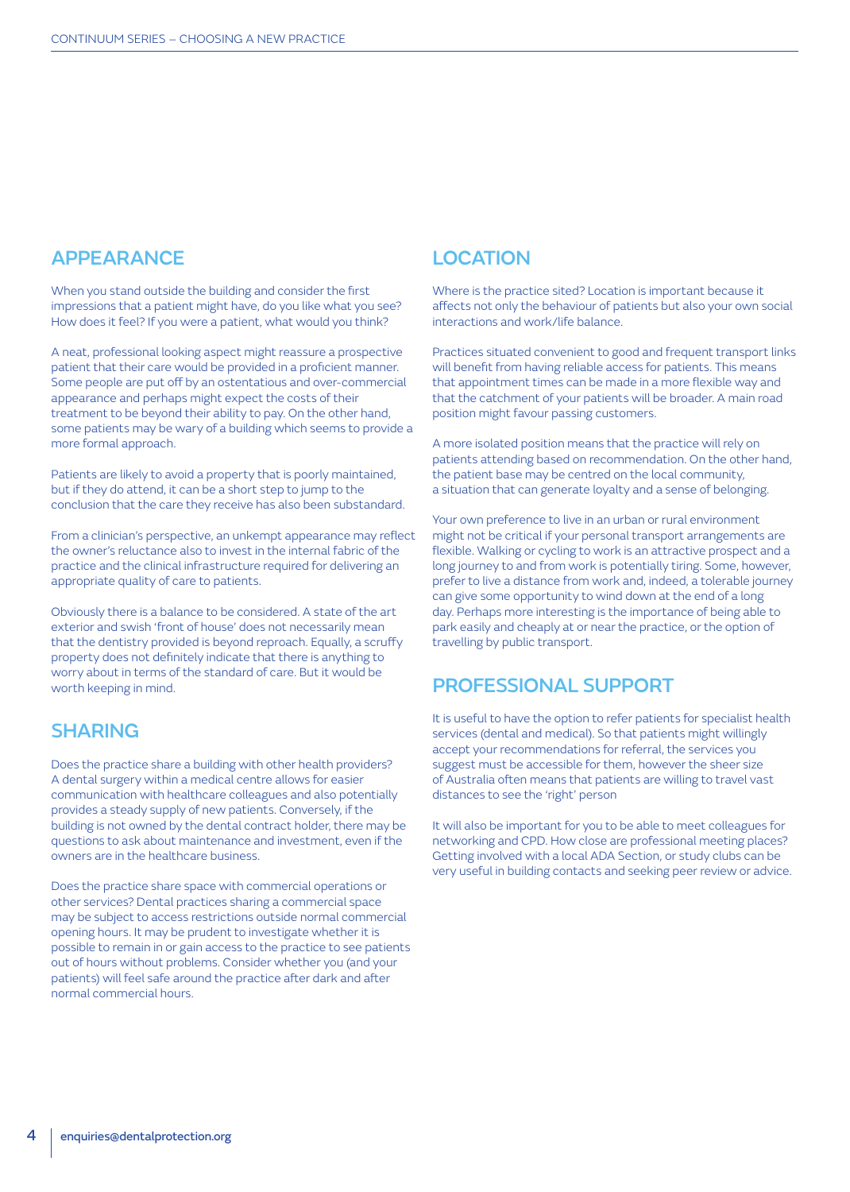## APPEARANCE

When you stand outside the building and consider the first impressions that a patient might have, do you like what you see? How does it feel? If you were a patient, what would you think?

A neat, professional looking aspect might reassure a prospective patient that their care would be provided in a proficient manner. Some people are put off by an ostentatious and over-commercial appearance and perhaps might expect the costs of their treatment to be beyond their ability to pay. On the other hand, some patients may be wary of a building which seems to provide a more formal approach.

Patients are likely to avoid a property that is poorly maintained, but if they do attend, it can be a short step to jump to the conclusion that the care they receive has also been substandard.

From a clinician's perspective, an unkempt appearance may reflect the owner's reluctance also to invest in the internal fabric of the practice and the clinical infrastructure required for delivering an appropriate quality of care to patients.

Obviously there is a balance to be considered. A state of the art exterior and swish 'front of house' does not necessarily mean that the dentistry provided is beyond reproach. Equally, a scruffy property does not definitely indicate that there is anything to worry about in terms of the standard of care. But it would be worth keeping in mind.

## SHARING

Does the practice share a building with other health providers? A dental surgery within a medical centre allows for easier communication with healthcare colleagues and also potentially provides a steady supply of new patients. Conversely, if the building is not owned by the dental contract holder, there may be questions to ask about maintenance and investment, even if the owners are in the healthcare business.

Does the practice share space with commercial operations or other services? Dental practices sharing a commercial space may be subject to access restrictions outside normal commercial opening hours. It may be prudent to investigate whether it is possible to remain in or gain access to the practice to see patients out of hours without problems. Consider whether you (and your patients) will feel safe around the practice after dark and after normal commercial hours.

## LOCATION

Where is the practice sited? Location is important because it affects not only the behaviour of patients but also your own social interactions and work/life balance.

Practices situated convenient to good and frequent transport links will benefit from having reliable access for patients. This means that appointment times can be made in a more flexible way and that the catchment of your patients will be broader. A main road position might favour passing customers.

A more isolated position means that the practice will rely on patients attending based on recommendation. On the other hand, the patient base may be centred on the local community, a situation that can generate loyalty and a sense of belonging.

Your own preference to live in an urban or rural environment might not be critical if your personal transport arrangements are flexible. Walking or cycling to work is an attractive prospect and a long journey to and from work is potentially tiring. Some, however, prefer to live a distance from work and, indeed, a tolerable journey can give some opportunity to wind down at the end of a long day. Perhaps more interesting is the importance of being able to park easily and cheaply at or near the practice, or the option of travelling by public transport.

## PROFESSIONAL SUPPORT

It is useful to have the option to refer patients for specialist health services (dental and medical). So that patients might willingly accept your recommendations for referral, the services you suggest must be accessible for them, however the sheer size of Australia often means that patients are willing to travel vast distances to see the 'right' person

It will also be important for you to be able to meet colleagues for networking and CPD. How close are professional meeting places? Getting involved with a local ADA Section, or study clubs can be very useful in building contacts and seeking peer review or advice.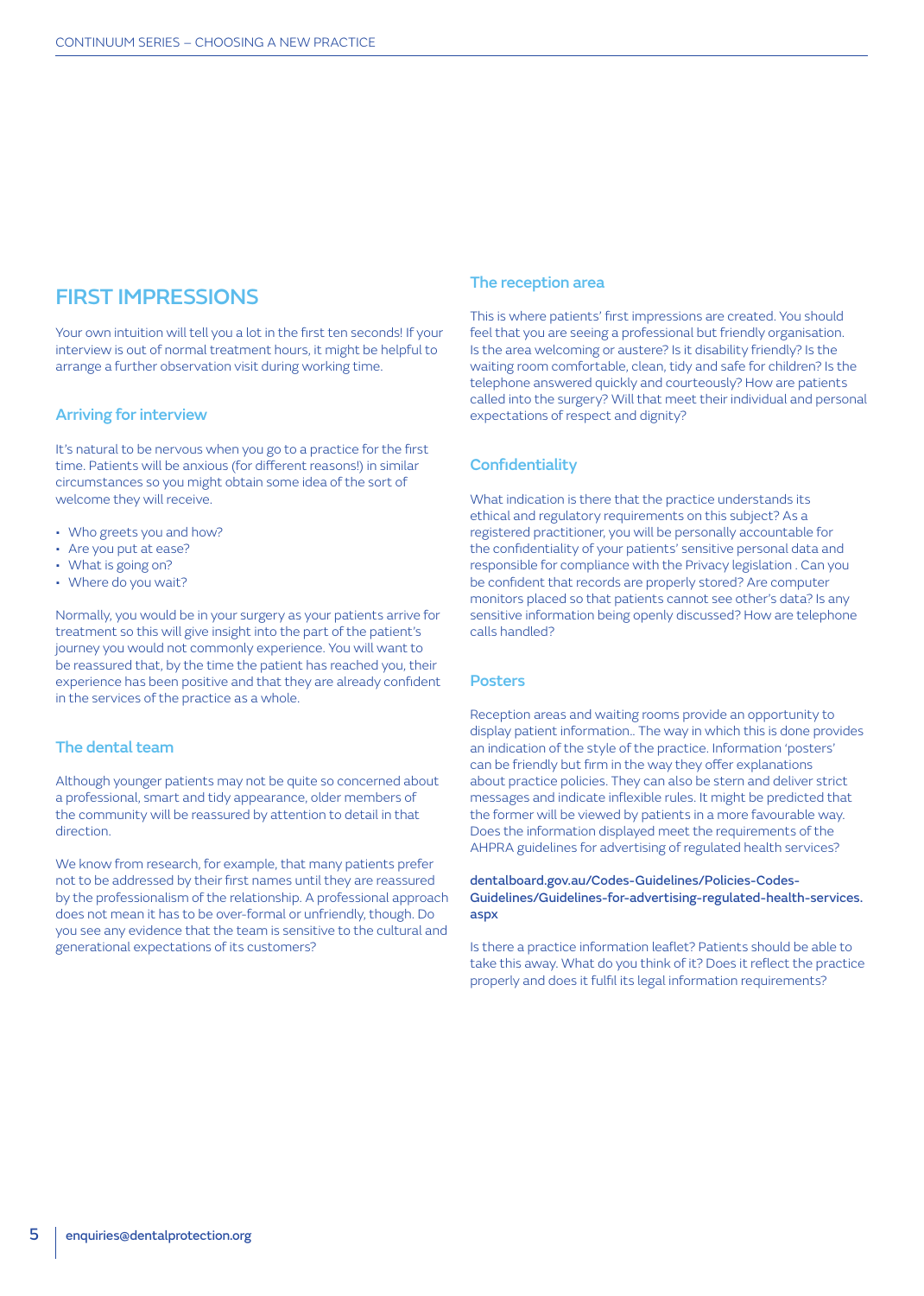## FIRST IMPRESSIONS

Your own intuition will tell you a lot in the first ten seconds! If your interview is out of normal treatment hours, it might be helpful to arrange a further observation visit during working time.

### Arriving for interview

It's natural to be nervous when you go to a practice for the first time. Patients will be anxious (for different reasons!) in similar circumstances so you might obtain some idea of the sort of welcome they will receive.

- Who greets you and how?
- Are you put at ease?
- What is going on?
- Where do you wait?

Normally, you would be in your surgery as your patients arrive for treatment so this will give insight into the part of the patient's journey you would not commonly experience. You will want to be reassured that, by the time the patient has reached you, their experience has been positive and that they are already confident in the services of the practice as a whole.

### The dental team

Although younger patients may not be quite so concerned about a professional, smart and tidy appearance, older members of the community will be reassured by attention to detail in that direction.

We know from research, for example, that many patients prefer not to be addressed by their first names until they are reassured by the professionalism of the relationship. A professional approach does not mean it has to be over-formal or unfriendly, though. Do you see any evidence that the team is sensitive to the cultural and generational expectations of its customers?

### The reception area

This is where patients' first impressions are created. You should feel that you are seeing a professional but friendly organisation. Is the area welcoming or austere? Is it disability friendly? Is the waiting room comfortable, clean, tidy and safe for children? Is the telephone answered quickly and courteously? How are patients called into the surgery? Will that meet their individual and personal expectations of respect and dignity?

### Confidentiality

What indication is there that the practice understands its ethical and regulatory requirements on this subject? As a registered practitioner, you will be personally accountable for the confidentiality of your patients' sensitive personal data and responsible for compliance with the Privacy legislation . Can you be confident that records are properly stored? Are computer monitors placed so that patients cannot see other's data? Is any sensitive information being openly discussed? How are telephone calls handled?

### Posters

Reception areas and waiting rooms provide an opportunity to display patient information.. The way in which this is done provides an indication of the style of the practice. Information 'posters' can be friendly but firm in the way they offer explanations about practice policies. They can also be stern and deliver strict messages and indicate inflexible rules. It might be predicted that the former will be viewed by patients in a more favourable way. Does the information displayed meet the requirements of the AHPRA guidelines for advertising of regulated health services?

**dentalboard.gov.au/Codes-Guidelines/Policies-Codes-Guidelines/Guidelines-for-advertising-regulated-health-services.aspx**

Is there a practice information leaflet? Patients should be able to take this away. What do you think of it? Does it reflect the practice properly and does it fulfil its legal information requirements?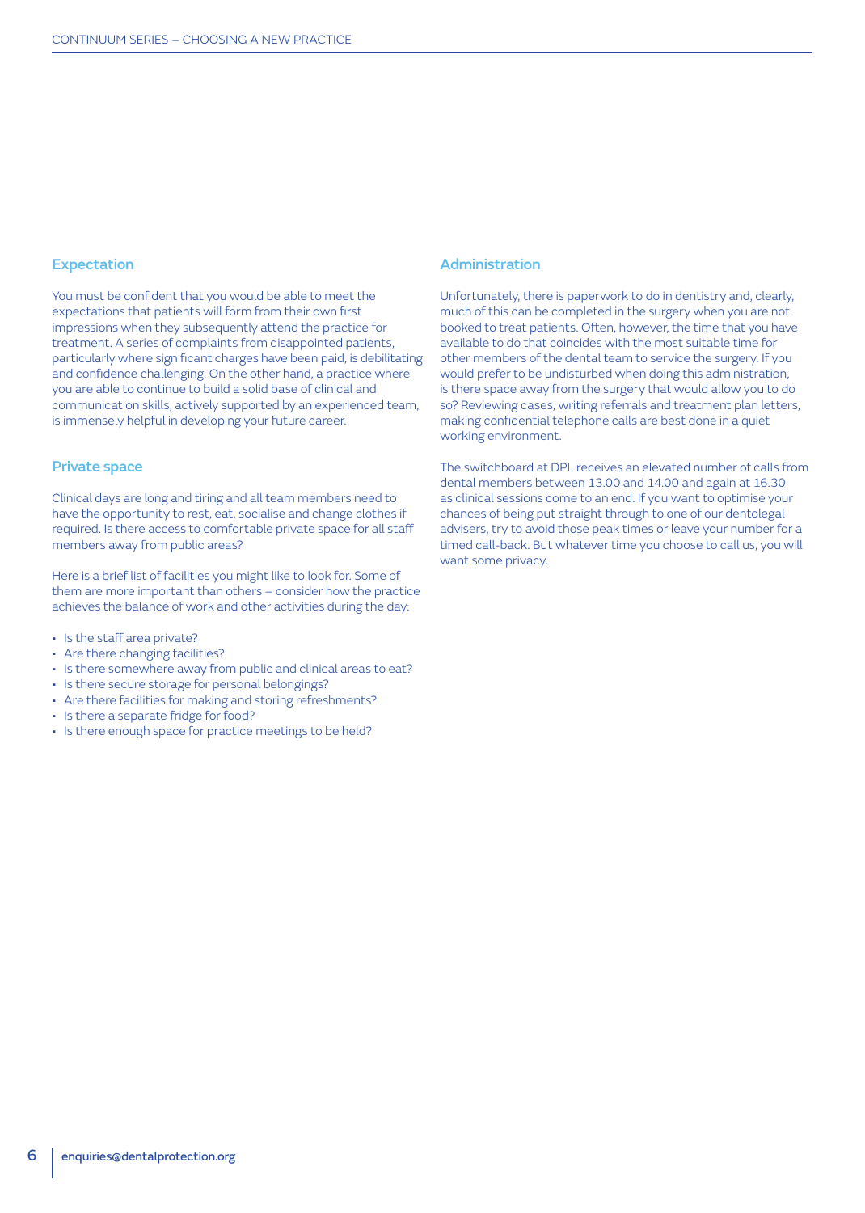## Expectation

You must be confident that you would be able to meet the expectations that patients will form from their own first impressions when they subsequently attend the practice for treatment. A series of complaints from disappointed patients, particularly where significant charges have been paid, is debilitating and confidence challenging. On the other hand, a practice where you are able to continue to build a solid base of clinical and communication skills, actively supported by an experienced team, is immensely helpful in developing your future career.

## Private space

Clinical days are long and tiring and all team members need to have the opportunity to rest, eat, socialise and change clothes if required. Is there access to comfortable private space for all staff members away from public areas?

Here is a brief list of facilities you might like to look for. Some of them are more important than others – consider how the practice achieves the balance of work and other activities during the day:

- Is the staff area private?
- Are there changing facilities?
- Is there somewhere away from public and clinical areas to eat?
- Is there secure storage for personal belongings?
- Are there facilities for making and storing refreshments?
- Is there a separate fridge for food?
- Is there enough space for practice meetings to be held?

## Administration

Unfortunately, there is paperwork to do in dentistry and, clearly, much of this can be completed in the surgery when you are not booked to treat patients. Often, however, the time that you have available to do that coincides with the most suitable time for other members of the dental team to service the surgery. If you would prefer to be undisturbed when doing this administration, is there space away from the surgery that would allow you to do so? Reviewing cases, writing referrals and treatment plan letters, making confidential telephone calls are best done in a quiet working environment.

The switchboard at DPL receives an elevated number of calls from dental members between 13.00 and 14.00 and again at 16.30 as clinical sessions come to an end. If you want to optimise your chances of being put straight through to one of our dentolegal advisers, try to avoid those peak times or leave your number for a timed call-back. But whatever time you choose to call us, you will want some privacy.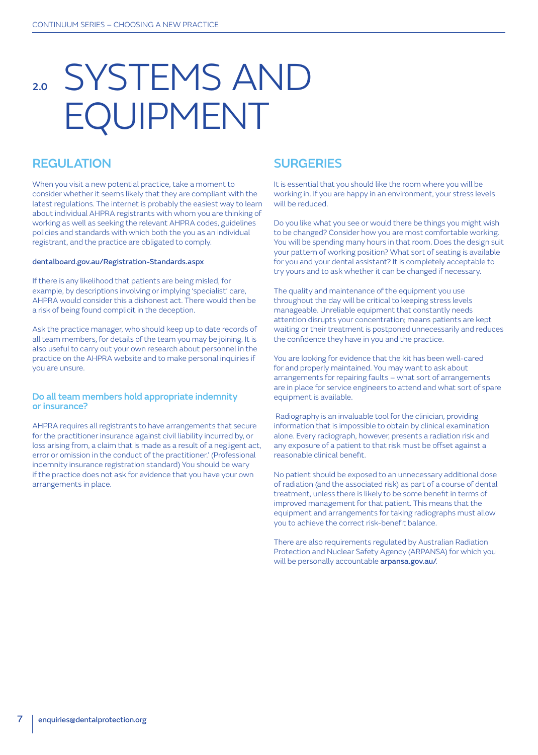# 2.0 SYSTEMS AND EQUIPMENT

## REGULATION

When you visit a new potential practice, take a moment to consider whether it seems likely that they are compliant with the latest regulations. The internet is probably the easiest way to learn about individual AHPRA registrants with whom you are thinking of working as well as seeking the relevant AHPRA codes, guidelines policies and standards with which both the you as an individual registrant, and the practice are obligated to comply.

**dentalboard.gov.au/Registration-Standards.aspx**

If there is any likelihood that patients are being misled, for example, by descriptions involving or implying 'specialist' care, AHPRA would consider this a dishonest act. There would then be a risk of being found complicit in the deception.

Ask the practice manager, who should keep up to date records of all team members, for details of the team you may be joining. It is also useful to carry out your own research about personnel in the practice on the AHPRA website and to make personal inquiries if you are unsure.

### Do all team members hold appropriate indemnity or insurance?

AHPRA requires all registrants to have arrangements that secure for the practitioner insurance against civil liability incurred by, or loss arising from, a claim that is made as a result of a negligent act, error or omission in the conduct of the practitioner.' (Professional indemnity insurance registration standard) You should be wary if the practice does not ask for evidence that you have your own arrangements in place.

## SURGERIES

It is essential that you should like the room where you will be working in. If you are happy in an environment, your stress levels will be reduced.

Do you like what you see or would there be things you might wish to be changed? Consider how you are most comfortable working. You will be spending many hours in that room. Does the design suit your pattern of working position? What sort of seating is available for you and your dental assistant? It is completely acceptable to try yours and to ask whether it can be changed if necessary.

The quality and maintenance of the equipment you use throughout the day will be critical to keeping stress levels manageable. Unreliable equipment that constantly needs attention disrupts your concentration; means patients are kept waiting or their treatment is postponed unnecessarily and reduces the confidence they have in you and the practice.

You are looking for evidence that the kit has been well-cared for and properly maintained. You may want to ask about arrangements for repairing faults – what sort of arrangements are in place for service engineers to attend and what sort of spare equipment is available.

Radiography is an invaluable tool for the clinician, providing information that is impossible to obtain by clinical examination alone. Every radiograph, however, presents a radiation risk and any exposure of a patient to that risk must be offset against a reasonable clinical benefit.

No patient should be exposed to an unnecessary additional dose of radiation (and the associated risk) as part of a course of dental treatment, unless there is likely to be some benefit in terms of improved management for that patient. This means that the equipment and arrangements for taking radiographs must allow you to achieve the correct risk-benefit balance.

There are also requirements regulated by Australian Radiation Protection and Nuclear Safety Agency (ARPANSA) for which you will be personally accountable **arpansa.gov.au/**.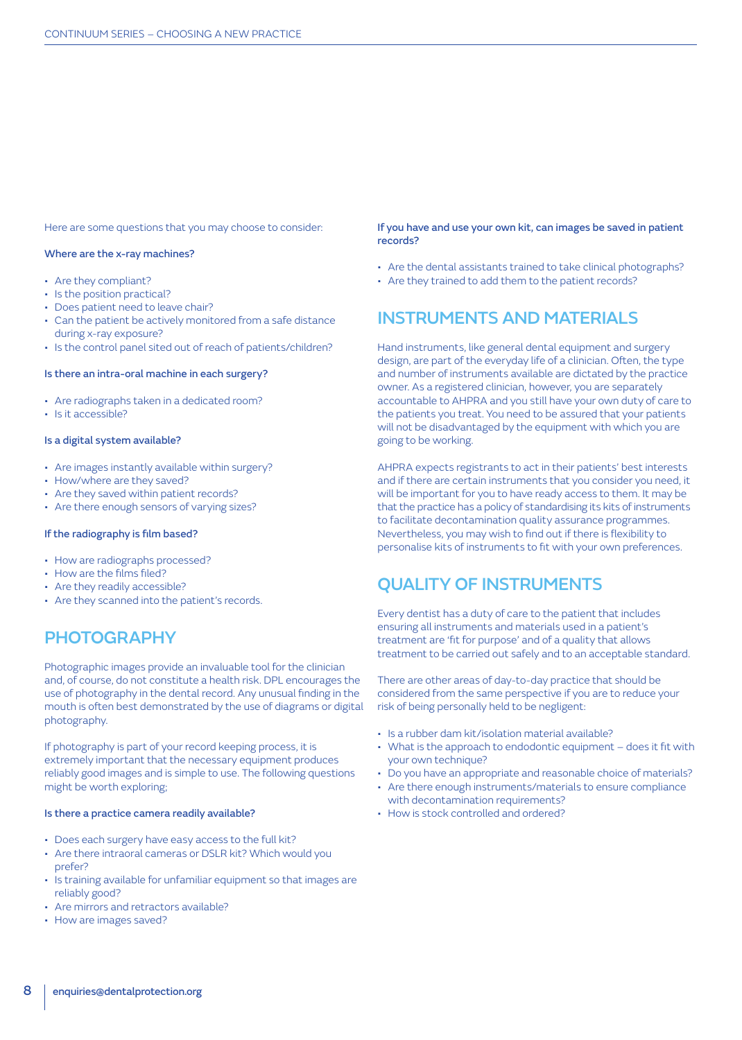Here are some questions that you may choose to consider:

**Where are the x-ray machines?**

- Are they compliant?
- Is the position practical?
- Does patient need to leave chair?
- Can the patient be actively monitored from a safe distance during x-ray exposure?
- Is the control panel sited out of reach of patients/children?

**Is there an intra-oral machine in each surgery?**

- Are radiographs taken in a dedicated room?
- Is it accessible?

**Is a digital system available?**

- Are images instantly available within surgery?
- How/where are they saved?
- Are they saved within patient records?
- Are there enough sensors of varying sizes?

**If the radiography is film based?**

- How are radiographs processed?
- How are the films filed?
- Are they readily accessible?
- Are they scanned into the patient's records.

## PHOTOGRAPHY

Photographic images provide an invaluable tool for the clinician and, of course, do not constitute a health risk. DPL encourages the use of photography in the dental record. Any unusual finding in the mouth is often best demonstrated by the use of diagrams or digital photography.

If photography is part of your record keeping process, it is extremely important that the necessary equipment produces reliably good images and is simple to use. The following questions might be worth exploring;

**Is there a practice camera readily available?**

- Does each surgery have easy access to the full kit?
- Are there intraoral cameras or DSLR kit? Which would you prefer?
- Is training available for unfamiliar equipment so that images are reliably good?
- Are mirrors and retractors available?
- How are images saved?

**If you have and use your own kit, can images be saved in patient records?**

- Are the dental assistants trained to take clinical photographs?
- Are they trained to add them to the patient records?

## INSTRUMENTS AND MATERIALS

Hand instruments, like general dental equipment and surgery design, are part of the everyday life of a clinician. Often, the type and number of instruments available are dictated by the practice owner. As a registered clinician, however, you are separately accountable to AHPRA and you still have your own duty of care to the patients you treat. You need to be assured that your patients will not be disadvantaged by the equipment with which you are going to be working.

AHPRA expects registrants to act in their patients' best interests and if there are certain instruments that you consider you need, it will be important for you to have ready access to them. It may be that the practice has a policy of standardising its kits of instruments to facilitate decontamination quality assurance programmes. Nevertheless, you may wish to find out if there is flexibility to personalise kits of instruments to fit with your own preferences.

## QUALITY OF INSTRUMENTS

Every dentist has a duty of care to the patient that includes ensuring all instruments and materials used in a patient's treatment are 'fit for purpose' and of a quality that allows treatment to be carried out safely and to an acceptable standard.

There are other areas of day-to-day practice that should be considered from the same perspective if you are to reduce your risk of being personally held to be negligent:

- Is a rubber dam kit/isolation material available?
- What is the approach to endodontic equipment – does it fit with your own technique?
- Do you have an appropriate and reasonable choice of materials?
- Are there enough instruments/materials to ensure compliance with decontamination requirements?
- How is stock controlled and ordered?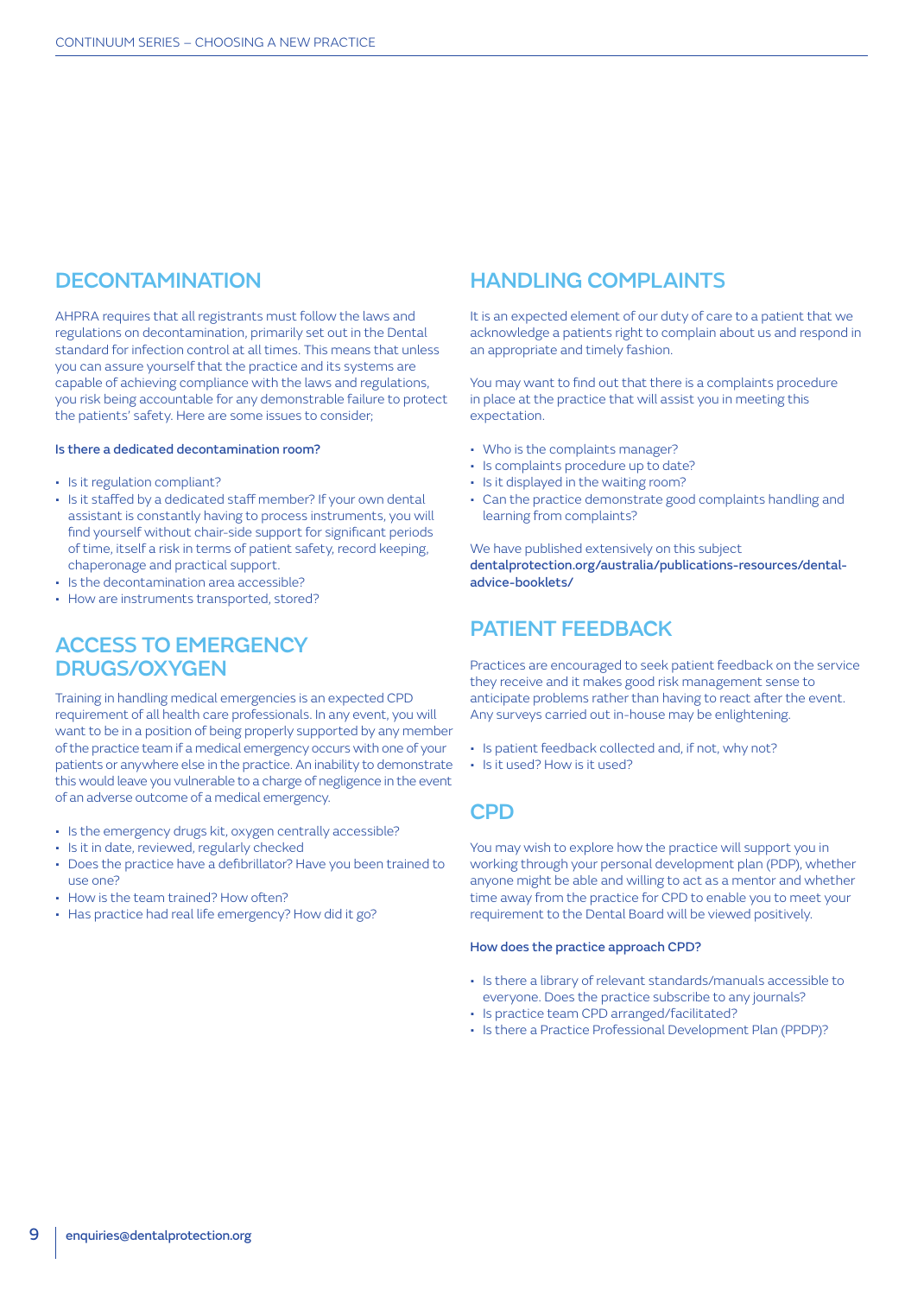## DECONTAMINATION

AHPRA requires that all registrants must follow the laws and regulations on decontamination, primarily set out in the Dental standard for infection control at all times. This means that unless you can assure yourself that the practice and its systems are capable of achieving compliance with the laws and regulations, you risk being accountable for any demonstrable failure to protect the patients' safety. Here are some issues to consider;

**Is there a dedicated decontamination room?**

- Is it regulation compliant?
- Is it staffed by a dedicated staff member? If your own dental assistant is constantly having to process instruments, you will find yourself without chair-side support for significant periods of time, itself a risk in terms of patient safety, record keeping, chaperonage and practical support.
- Is the decontamination area accessible?
- How are instruments transported, stored?

## ACCESS TO EMERGENCY DRUGS/OXYGEN

Training in handling medical emergencies is an expected CPD requirement of all health care professionals. In any event, you will want to be in a position of being properly supported by any member of the practice team if a medical emergency occurs with one of your patients or anywhere else in the practice. An inability to demonstrate this would leave you vulnerable to a charge of negligence in the event of an adverse outcome of a medical emergency.

- Is the emergency drugs kit, oxygen centrally accessible?
- Is it in date, reviewed, regularly checked
- Does the practice have a defibrillator? Have you been trained to use one?
- How is the team trained? How often?
- Has practice had real life emergency? How did it go?

## HANDLING COMPLAINTS

It is an expected element of our duty of care to a patient that we acknowledge a patients right to complain about us and respond in an appropriate and timely fashion.

You may want to find out that there is a complaints procedure in place at the practice that will assist you in meeting this expectation.

- Who is the complaints manager?
- Is complaints procedure up to date?
- Is it displayed in the waiting room?
- Can the practice demonstrate good complaints handling and learning from complaints?

We have published extensively on this subject **dentalprotection.org/australia/publications-resources/dental-advice-booklets/**

## PATIENT FEEDBACK

Practices are encouraged to seek patient feedback on the service they receive and it makes good risk management sense to anticipate problems rather than having to react after the event. Any surveys carried out in-house may be enlightening.

- Is patient feedback collected and, if not, why not?
- Is it used? How is it used?

## CPD

You may wish to explore how the practice will support you in working through your personal development plan (PDP), whether anyone might be able and willing to act as a mentor and whether time away from the practice for CPD to enable you to meet your requirement to the Dental Board will be viewed positively.

**How does the practice approach CPD?**

- Is there a library of relevant standards/manuals accessible to everyone. Does the practice subscribe to any journals?
- Is practice team CPD arranged/facilitated?
- Is there a Practice Professional Development Plan (PPDP)?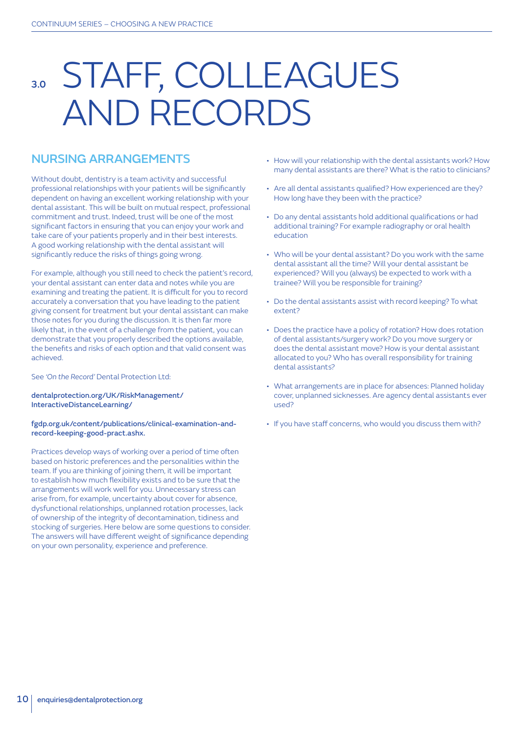# 3.0 STAFF, COLLEAGUES AND RECORDS

## NURSING ARRANGEMENTS

Without doubt, dentistry is a team activity and successful professional relationships with your patients will be significantly dependent on having an excellent working relationship with your dental assistant. This will be built on mutual respect, professional commitment and trust. Indeed, trust will be one of the most significant factors in ensuring that you can enjoy your work and take care of your patients properly and in their best interests. A good working relationship with the dental assistant will significantly reduce the risks of things going wrong.

For example, although you still need to check the patient's record, your dental assistant can enter data and notes while you are examining and treating the patient. It is difficult for you to record accurately a conversation that you have leading to the patient giving consent for treatment but your dental assistant can make those notes for you during the discussion. It is then far more likely that, in the event of a challenge from the patient, you can demonstrate that you properly described the options available, the benefits and risks of each option and that valid consent was achieved.

See *'On the Record'* Dental Protection Ltd:

**dentalprotection.org/UK/RiskManagement/InteractiveDistanceLearning/**

**fgdp.org.uk/content/publications/clinical-examination-and-record-keeping-good-pract.ashx.**

Practices develop ways of working over a period of time often based on historic preferences and the personalities within the team. If you are thinking of joining them, it will be important to establish how much flexibility exists and to be sure that the arrangements will work well for you. Unnecessary stress can arise from, for example, uncertainty about cover for absence, dysfunctional relationships, unplanned rotation processes, lack of ownership of the integrity of decontamination, tidiness and stocking of surgeries. Here below are some questions to consider. The answers will have different weight of significance depending on your own personality, experience and preference.

- How will your relationship with the dental assistants work? How many dental assistants are there? What is the ratio to clinicians?
- Are all dental assistants qualified? How experienced are they? How long have they been with the practice?
- Do any dental assistants hold additional qualifications or had additional training? For example radiography or oral health education
- Who will be your dental assistant? Do you work with the same dental assistant all the time? Will your dental assistant be experienced? Will you (always) be expected to work with a trainee? Will you be responsible for training?
- Do the dental assistants assist with record keeping? To what extent?
- Does the practice have a policy of rotation? How does rotation of dental assistants/surgery work? Do you move surgery or does the dental assistant move? How is your dental assistant allocated to you? Who has overall responsibility for training dental assistants?
- What arrangements are in place for absences: Planned holiday cover, unplanned sicknesses. Are agency dental assistants ever used?
- If you have staff concerns, who would you discuss them with?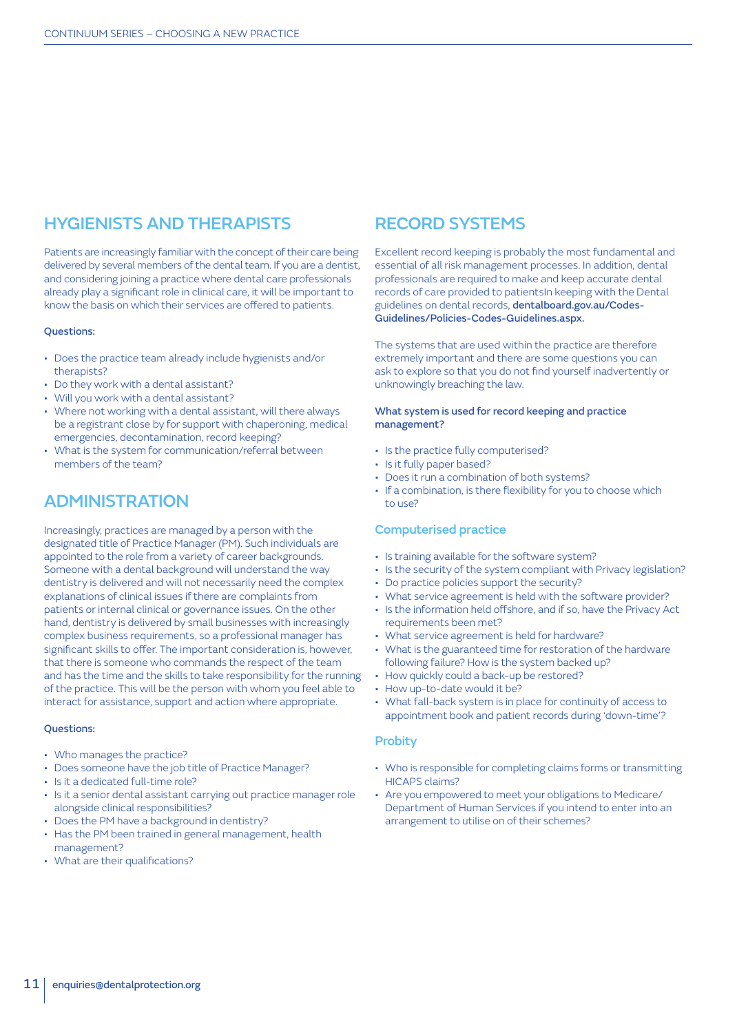## HYGIENISTS AND THERAPISTS

Patients are increasingly familiar with the concept of their care being delivered by several members of the dental team. If you are a dentist, and considering joining a practice where dental care professionals already play a significant role in clinical care, it will be important to know the basis on which their services are offered to patients.

**Questions:**

- Does the practice team already include hygienists and/or therapists?
- Do they work with a dental assistant?
- Will you work with a dental assistant?
- Where not working with a dental assistant, will there always be a registrant close by for support with chaperoning, medical emergencies, decontamination, record keeping?
- What is the system for communication/referral between members of the team?

## ADMINISTRATION

Increasingly, practices are managed by a person with the designated title of Practice Manager (PM). Such individuals are appointed to the role from a variety of career backgrounds. Someone with a dental background will understand the way dentistry is delivered and will not necessarily need the complex explanations of clinical issues if there are complaints from patients or internal clinical or governance issues. On the other hand, dentistry is delivered by small businesses with increasingly complex business requirements, so a professional manager has significant skills to offer. The important consideration is, however, that there is someone who commands the respect of the team and has the time and the skills to take responsibility for the running of the practice. This will be the person with whom you feel able to interact for assistance, support and action where appropriate.

**Questions:**

- Who manages the practice?
- Does someone have the job title of Practice Manager?
- Is it a dedicated full-time role?
- Is it a senior dental assistant carrying out practice manager role alongside clinical responsibilities?
- Does the PM have a background in dentistry?
- Has the PM been trained in general management, health management?
- What are their qualifications?

## RECORD SYSTEMS

Excellent record keeping is probably the most fundamental and essential of all risk management processes. In addition, dental professionals are required to make and keep accurate dental records of care provided to patientsIn keeping with the Dental guidelines on dental records, **dentalboard.gov.au/Codes-Guidelines/Policies-Codes-Guidelines.aspx.**

The systems that are used within the practice are therefore extremely important and there are some questions you can ask to explore so that you do not find yourself inadvertently or unknowingly breaching the law.

**What system is used for record keeping and practice management?**

- Is the practice fully computerised?
- Is it fully paper based?
- Does it run a combination of both systems?
- If a combination, is there flexibility for you to choose which to use?

### Computerised practice

- Is training available for the software system?
- Is the security of the system compliant with Privacy legislation?
- Do practice policies support the security?
- What service agreement is held with the software provider?
- Is the information held offshore, and if so, have the Privacy Act requirements been met?
- What service agreement is held for hardware?
- What is the guaranteed time for restoration of the hardware following failure? How is the system backed up?
- How quickly could a back-up be restored?
- How up-to-date would it be?
- What fall-back system is in place for continuity of access to appointment book and patient records during 'down-time'?

### Probity

- Who is responsible for completing claims forms or transmitting HICAPS claims?
- Are you empowered to meet your obligations to Medicare/ Department of Human Services if you intend to enter into an arrangement to utilise on of their schemes?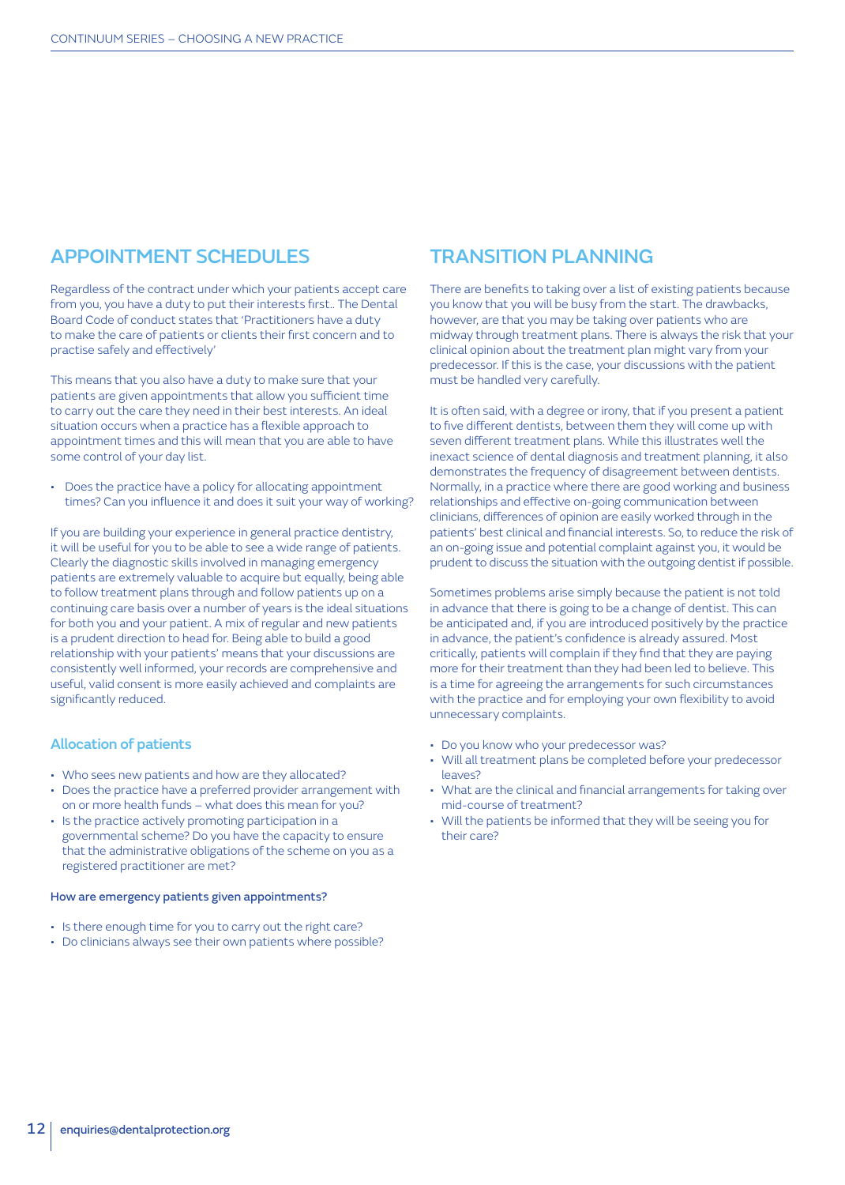## APPOINTMENT SCHEDULES

Regardless of the contract under which your patients accept care from you, you have a duty to put their interests first.. The Dental Board Code of conduct states that 'Practitioners have a duty to make the care of patients or clients their first concern and to practise safely and effectively'

This means that you also have a duty to make sure that your patients are given appointments that allow you sufficient time to carry out the care they need in their best interests. An ideal situation occurs when a practice has a flexible approach to appointment times and this will mean that you are able to have some control of your day list.

- Does the practice have a policy for allocating appointment times? Can you influence it and does it suit your way of working?

If you are building your experience in general practice dentistry, it will be useful for you to be able to see a wide range of patients. Clearly the diagnostic skills involved in managing emergency patients are extremely valuable to acquire but equally, being able to follow treatment plans through and follow patients up on a continuing care basis over a number of years is the ideal situations for both you and your patient. A mix of regular and new patients is a prudent direction to head for. Being able to build a good relationship with your patients' means that your discussions are consistently well informed, your records are comprehensive and useful, valid consent is more easily achieved and complaints are significantly reduced.

### Allocation of patients

- Who sees new patients and how are they allocated?
- Does the practice have a preferred provider arrangement with on or more health funds – what does this mean for you?
- Is the practice actively promoting participation in a governmental scheme? Do you have the capacity to ensure that the administrative obligations of the scheme on you as a registered practitioner are met?

#### How are emergency patients given appointments?

- Is there enough time for you to carry out the right care?
- Do clinicians always see their own patients where possible?

## TRANSITION PLANNING

There are benefits to taking over a list of existing patients because you know that you will be busy from the start. The drawbacks, however, are that you may be taking over patients who are midway through treatment plans. There is always the risk that your clinical opinion about the treatment plan might vary from your predecessor. If this is the case, your discussions with the patient must be handled very carefully.

It is often said, with a degree or irony, that if you present a patient to five different dentists, between them they will come up with seven different treatment plans. While this illustrates well the inexact science of dental diagnosis and treatment planning, it also demonstrates the frequency of disagreement between dentists. Normally, in a practice where there are good working and business relationships and effective on-going communication between clinicians, differences of opinion are easily worked through in the patients' best clinical and financial interests. So, to reduce the risk of an on-going issue and potential complaint against you, it would be prudent to discuss the situation with the outgoing dentist if possible.

Sometimes problems arise simply because the patient is not told in advance that there is going to be a change of dentist. This can be anticipated and, if you are introduced positively by the practice in advance, the patient's confidence is already assured. Most critically, patients will complain if they find that they are paying more for their treatment than they had been led to believe. This is a time for agreeing the arrangements for such circumstances with the practice and for employing your own flexibility to avoid unnecessary complaints.

- Do you know who your predecessor was?
- Will all treatment plans be completed before your predecessor leaves?
- What are the clinical and financial arrangements for taking over mid-course of treatment?
- Will the patients be informed that they will be seeing you for their care?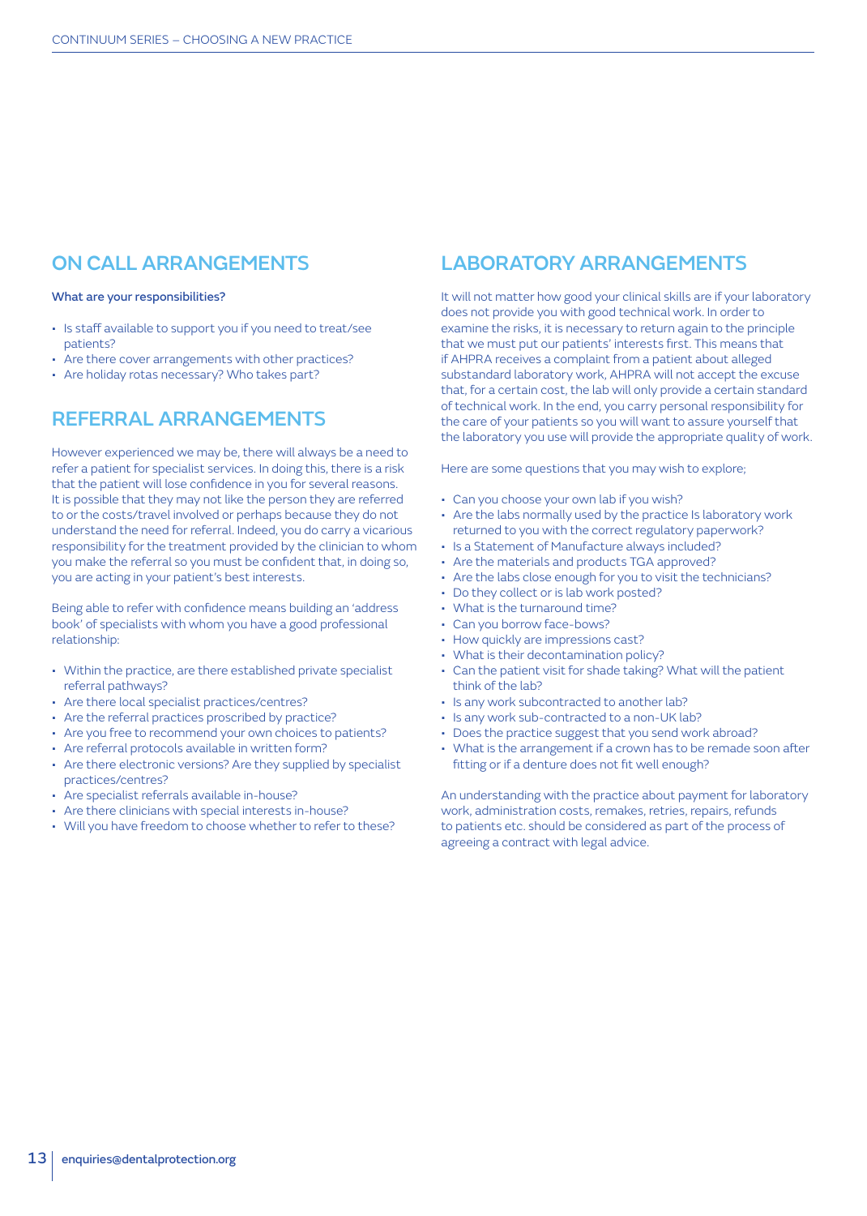## ON CALL ARRANGEMENTS

**What are your responsibilities?**

- Is staff available to support you if you need to treat/see patients?
- Are there cover arrangements with other practices?
- Are holiday rotas necessary? Who takes part?

## REFERRAL ARRANGEMENTS

However experienced we may be, there will always be a need to refer a patient for specialist services. In doing this, there is a risk that the patient will lose confidence in you for several reasons. It is possible that they may not like the person they are referred to or the costs/travel involved or perhaps because they do not understand the need for referral. Indeed, you do carry a vicarious responsibility for the treatment provided by the clinician to whom you make the referral so you must be confident that, in doing so, you are acting in your patient's best interests.

Being able to refer with confidence means building an 'address book' of specialists with whom you have a good professional relationship:

- Within the practice, are there established private specialist referral pathways?
- Are there local specialist practices/centres?
- Are the referral practices proscribed by practice?
- Are you free to recommend your own choices to patients?
- Are referral protocols available in written form?
- Are there electronic versions? Are they supplied by specialist practices/centres?
- Are specialist referrals available in-house?
- Are there clinicians with special interests in-house?
- Will you have freedom to choose whether to refer to these?

## LABORATORY ARRANGEMENTS

It will not matter how good your clinical skills are if your laboratory does not provide you with good technical work. In order to examine the risks, it is necessary to return again to the principle that we must put our patients' interests first. This means that if AHPRA receives a complaint from a patient about alleged substandard laboratory work, AHPRA will not accept the excuse that, for a certain cost, the lab will only provide a certain standard of technical work. In the end, you carry personal responsibility for the care of your patients so you will want to assure yourself that the laboratory you use will provide the appropriate quality of work.

Here are some questions that you may wish to explore;

- Can you choose your own lab if you wish?
- Are the labs normally used by the practice Is laboratory work returned to you with the correct regulatory paperwork?
- Is a Statement of Manufacture always included?
- Are the materials and products TGA approved?
- Are the labs close enough for you to visit the technicians?
- Do they collect or is lab work posted?
- What is the turnaround time?
- Can you borrow face-bows?
- How quickly are impressions cast?
- What is their decontamination policy?
- Can the patient visit for shade taking? What will the patient think of the lab?
- Is any work subcontracted to another lab?
- Is any work sub-contracted to a non-UK lab?
- Does the practice suggest that you send work abroad?
- What is the arrangement if a crown has to be remade soon after fitting or if a denture does not fit well enough?

An understanding with the practice about payment for laboratory work, administration costs, remakes, retries, repairs, refunds to patients etc. should be considered as part of the process of agreeing a contract with legal advice.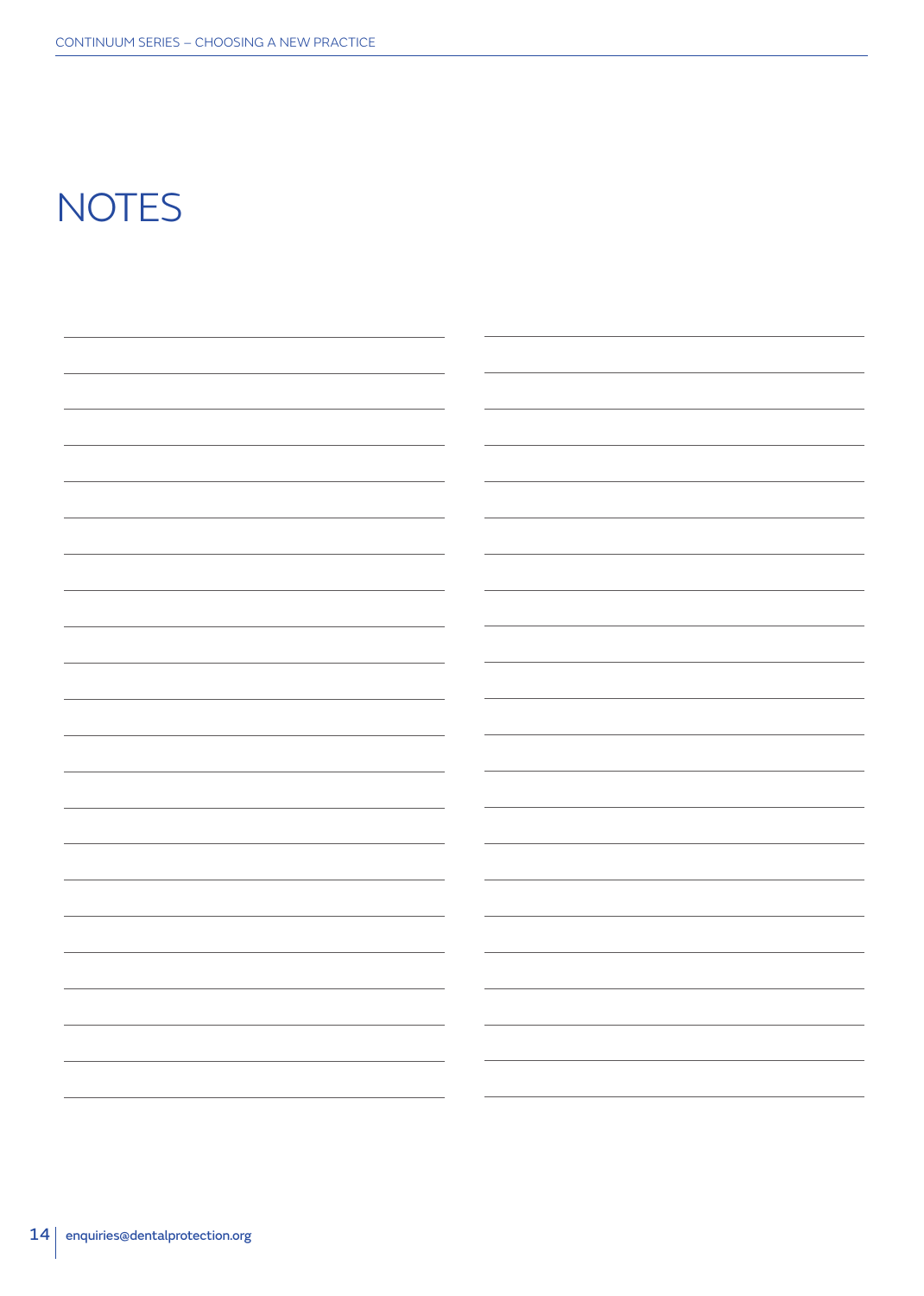# NOTES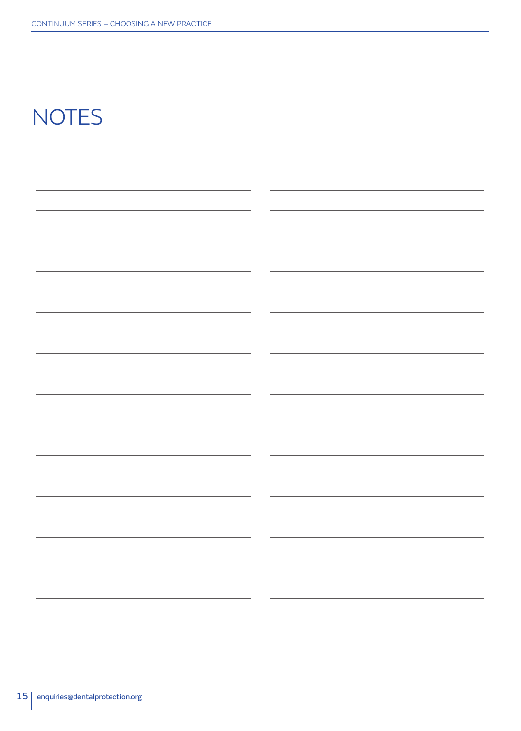# NOTES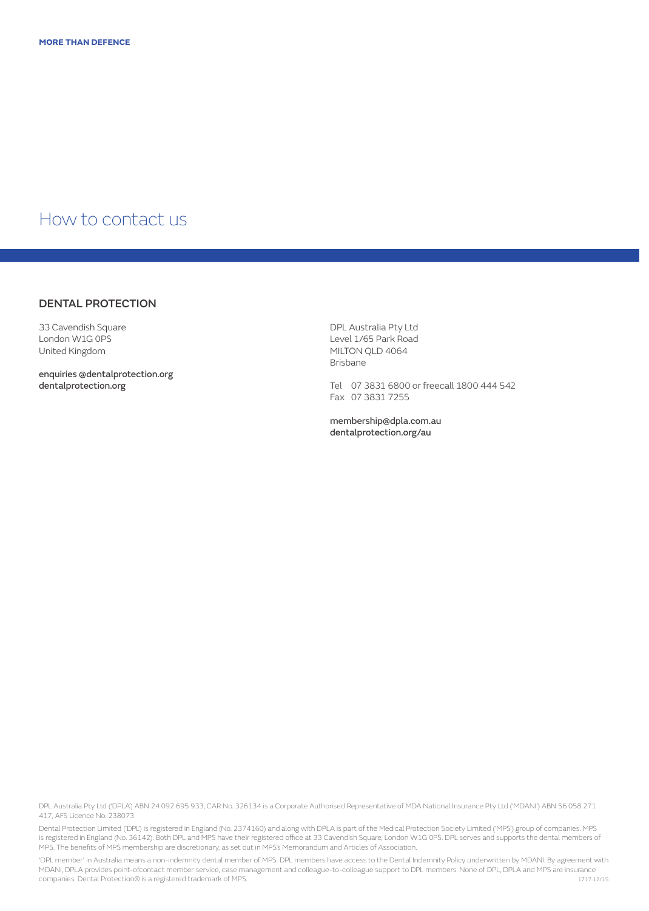MORE THAN DEFENCE

# How to contact us

## DENTAL PROTECTION

33 Cavendish Square  
London W1G 0PS  
United Kingdom

**enquiries @dentalprotection.org**  
**dentalprotection.org**

DPL Australia Pty Ltd  
Level 1/65 Park Road  
MILTON QLD 4064  
Brisbane

Tel 07 3831 6800 or freecall 1800 444 542  
Fax 07 3831 7255

**membership@dpla.com.au**  
**dentalprotection.org/au**

DPL Australia Pty Ltd ('DPLA') ABN 24 092 695 933, CAR No. 326134 is a Corporate Authorised Representative of MDA National Insurance Pty Ltd ('MDANI') ABN 56 058 271 417, AFS Licence No. 238073.

Dental Protection Limited ('DPL') is registered in England (No. 2374160) and along with DPLA is part of the Medical Protection Society Limited ('MPS') group of companies. MPS is registered in England (No. 36142). Both DPL and MPS have their registered office at 33 Cavendish Square, London W1G 0PS. DPL serves and supports the dental members of MPS. The benefits of MPS membership are discretionary, as set out in MPS's Memorandum and Articles of Association.

'DPL member' in Australia means a non-indemnity dental member of MPS. DPL members have access to the Dental Indemnity Policy underwritten by MDANI. By agreement with MDANI, DPLA provides point-ofcontact member service, case management and colleague-to-colleague support to DPL members. None of DPL, DPLA and MPS are insurance companies. Dental Protection® is a registered trademark of MPS. 1717:12/15